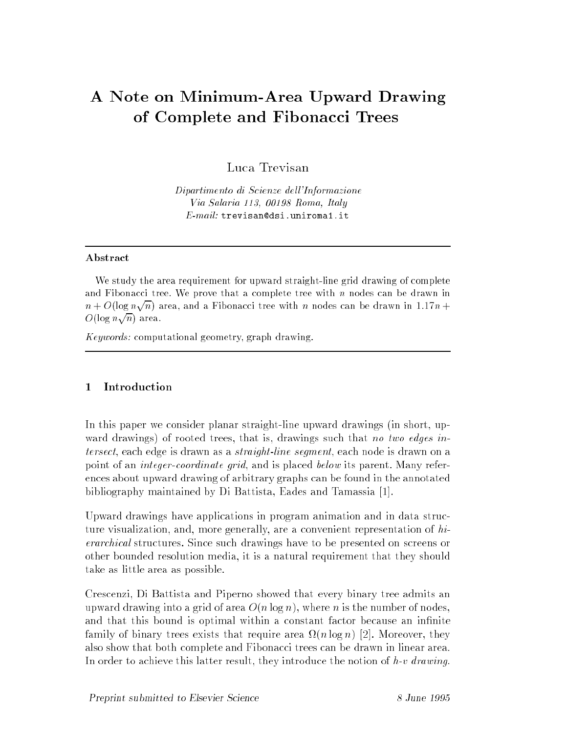# A Note on Minimum-Area Upward Drawing of Complete and Fibonacci Trees

Luca Trevisan

*Dipartimento di Scienze dell'Informazione*
*Via Salaria 113, 00198 Roma, Italy*
*E-mail:* trevisan@dsi.uniroma1.it

---

**Abstract**

We study the area requirement for upward straight-line grid drawing of complete and Fibonacci tree. We prove that a complete tree with $n$ nodes can be drawn in $n + O(\log n\sqrt{n})$ area, and a Fibonacci tree with $n$ nodes can be drawn in $1.17n + O(\log n\sqrt{n})$ area.

*Keywords:* computational geometry, graph drawing.

---

## 1 Introduction

In this paper we consider planar straight-line upward drawings (in short, upward drawings) of rooted trees, that is, drawings such that *no two edges intersect*, each edge is drawn as a *straight-line segment*, each node is drawn on a point of an *integer-coordinate grid*, and is placed *below* its parent. Many references about upward drawing of arbitrary graphs can be found in the annotated bibliography maintained by Di Battista, Eades and Tamassia [1].

Upward drawings have applications in program animation and in data structure visualization, and, more generally, are a convenient representation of *hierarchical* structures. Since such drawings have to be presented on screens or other bounded resolution media, it is a natural requirement that they should take as little area as possible.

Crescenzi, Di Battista and Piperno showed that every binary tree admits an upward drawing into a grid of area $O(n \log n)$, where $n$ is the number of nodes, and that this bound is optimal within a constant factor because an infinite family of binary trees exists that require area $\Omega(n \log n)$ [2]. Moreover, they also show that both complete and Fibonacci trees can be drawn in linear area. In order to achieve this latter result, they introduce the notion of *h-v drawing*.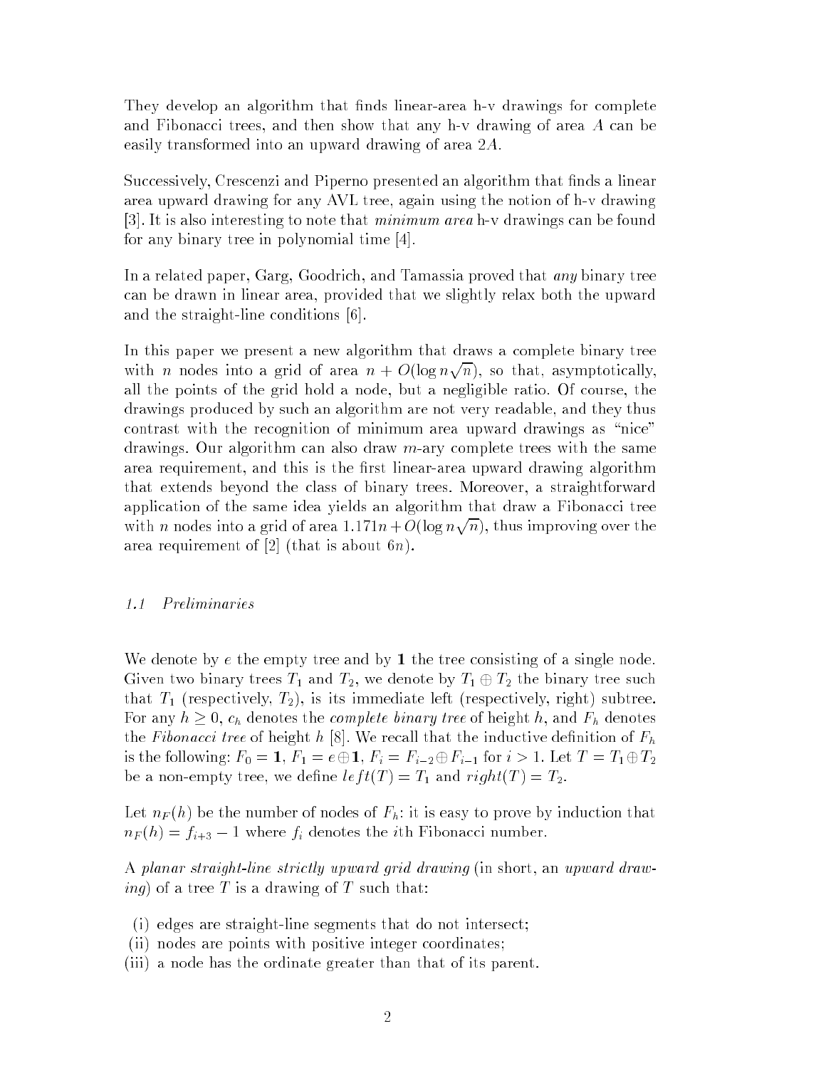They develop an algorithm that finds linear-area h-v drawings for complete and Fibonacci trees, and then show that any h-v drawing of area $A$ can be easily transformed into an upward drawing of area $2A$.

Successively, Crescenzi and Piperno presented an algorithm that finds a linear area upward drawing for any AVL tree, again using the notion of h-v drawing [3]. It is also interesting to note that *minimum area* h-v drawings can be found for any binary tree in polynomial time [4].

In a related paper, Garg, Goodrich, and Tamassia proved that *any* binary tree can be drawn in linear area, provided that we slightly relax both the upward and the straight-line conditions [6].

In this paper we present a new algorithm that draws a complete binary tree with $n$ nodes into a grid of area $n + O(\log n\sqrt{n})$, so that, asymptotically, all the points of the grid hold a node, but a negligible ratio. Of course, the drawings produced by such an algorithm are not very readable, and they thus contrast with the recognition of minimum area upward drawings as "nice" drawings. Our algorithm can also draw $m$-ary complete trees with the same area requirement, and this is the first linear-area upward drawing algorithm that extends beyond the class of binary trees. Moreover, a straightforward application of the same idea yields an algorithm that draw a Fibonacci tree with $n$ nodes into a grid of area $1.171n + O(\log n\sqrt{n})$, thus improving over the area requirement of [2] (that is about $6n$).

### 1.1 Preliminaries

We denote by $e$ the empty tree and by $\mathbf{1}$ the tree consisting of a single node. Given two binary trees $T_1$ and $T_2$, we denote by $T_1 \oplus T_2$ the binary tree such that $T_1$ (respectively, $T_2$), is its immediate left (respectively, right) subtree. For any $h \geq 0$, $c_h$ denotes the *complete binary tree* of height $h$, and $F_h$ denotes the *Fibonacci tree* of height $h$ [8]. We recall that the inductive definition of $F_h$ is the following: $F_0 = \mathbf{1}$, $F_1 = e \oplus \mathbf{1}$, $F_i = F_{i-2} \oplus F_{i-1}$ for $i > 1$. Let $T = T_1 \oplus T_2$ be a non-empty tree, we define $left(T) = T_1$ and $right(T) = T_2$.

Let $n_F(h)$ be the number of nodes of $F_h$: it is easy to prove by induction that $n_F(h) = f_{i+3} - 1$ where $f_i$ denotes the $i$th Fibonacci number.

A *planar straight-line strictly upward grid drawing* (in short, an *upward drawing*) of a tree $T$ is a drawing of $T$ such that:

(i) edges are straight-line segments that do not intersect;
(ii) nodes are points with positive integer coordinates;
(iii) a node has the ordinate greater than that of its parent.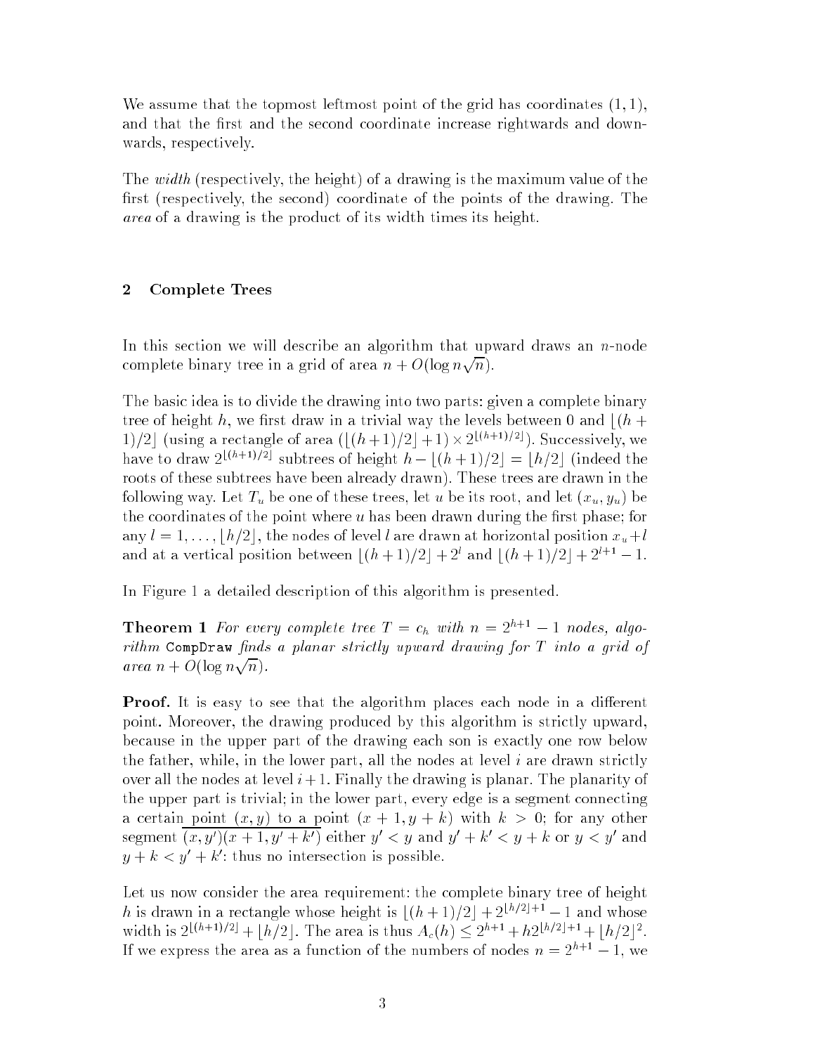We assume that the topmost leftmost point of the grid has coordinates $(1,1)$, and that the first and the second coordinate increase rightwards and downwards, respectively.

The *width* (respectively, the height) of a drawing is the maximum value of the first (respectively, the second) coordinate of the points of the drawing. The *area* of a drawing is the product of its width times its height.

## 2 Complete Trees

In this section we will describe an algorithm that upward draws an $n$-node complete binary tree in a grid of area $n + O(\log n\sqrt{n})$.

The basic idea is to divide the drawing into two parts: given a complete binary tree of height $h$, we first draw in a trivial way the levels between 0 and $\lfloor (h+1)/2 \rfloor$ (using a rectangle of area $(\lfloor (h+1)/2 \rfloor + 1) \times 2^{\lfloor (h+1)/2 \rfloor}$). Successively, we have to draw $2^{\lfloor (h+1)/2 \rfloor}$ subtrees of height $h - \lfloor (h+1)/2 \rfloor = \lfloor h/2 \rfloor$ (indeed the roots of these subtrees have been already drawn). These trees are drawn in the following way. Let $T_u$ be one of these trees, let $u$ be its root, and let $(x_u, y_u)$ be the coordinates of the point where $u$ has been drawn during the first phase; for any $l = 1, \ldots, \lfloor h/2 \rfloor$, the nodes of level $l$ are drawn at horizontal position $x_u + l$ and at a vertical position between $\lfloor (h+1)/2 \rfloor + 2^l$ and $\lfloor (h+1)/2 \rfloor + 2^{l+1} - 1$.

In Figure 1 a detailed description of this algorithm is presented.

**Theorem 1** *For every complete tree $T = c_h$ with $n = 2^{h+1} - 1$ nodes, algorithm* `CompDraw` *finds a planar strictly upward drawing for $T$ into a grid of area $n + O(\log n\sqrt{n})$.*

**Proof.** It is easy to see that the algorithm places each node in a different point. Moreover, the drawing produced by this algorithm is strictly upward, because in the upper part of the drawing each son is exactly one row below the father, while, in the lower part, all the nodes at level $i$ are drawn strictly over all the nodes at level $i+1$. Finally the drawing is planar. The planarity of the upper part is trivial; in the lower part, every edge is a segment connecting a certain point $(x, y)$ to a point $(x+1, y+k)$ with $k > 0$; for any other segment $\overline{(x, y')(x+1, y'+k')}$ either $y' < y$ and $y' + k' < y + k$ or $y < y'$ and $y + k < y' + k'$: thus no intersection is possible.

Let us now consider the area requirement: the complete binary tree of height $h$ is drawn in a rectangle whose height is $\lfloor (h+1)/2 \rfloor + 2^{\lfloor h/2 \rfloor + 1} - 1$ and whose width is $2^{\lfloor (h+1)/2 \rfloor} + \lfloor h/2 \rfloor$. The area is thus $A_c(h) \leq 2^{h+1} + h 2^{\lfloor h/2 \rfloor + 1} + \lfloor h/2 \rfloor^2$. If we express the area as a function of the numbers of nodes $n = 2^{h+1} - 1$, we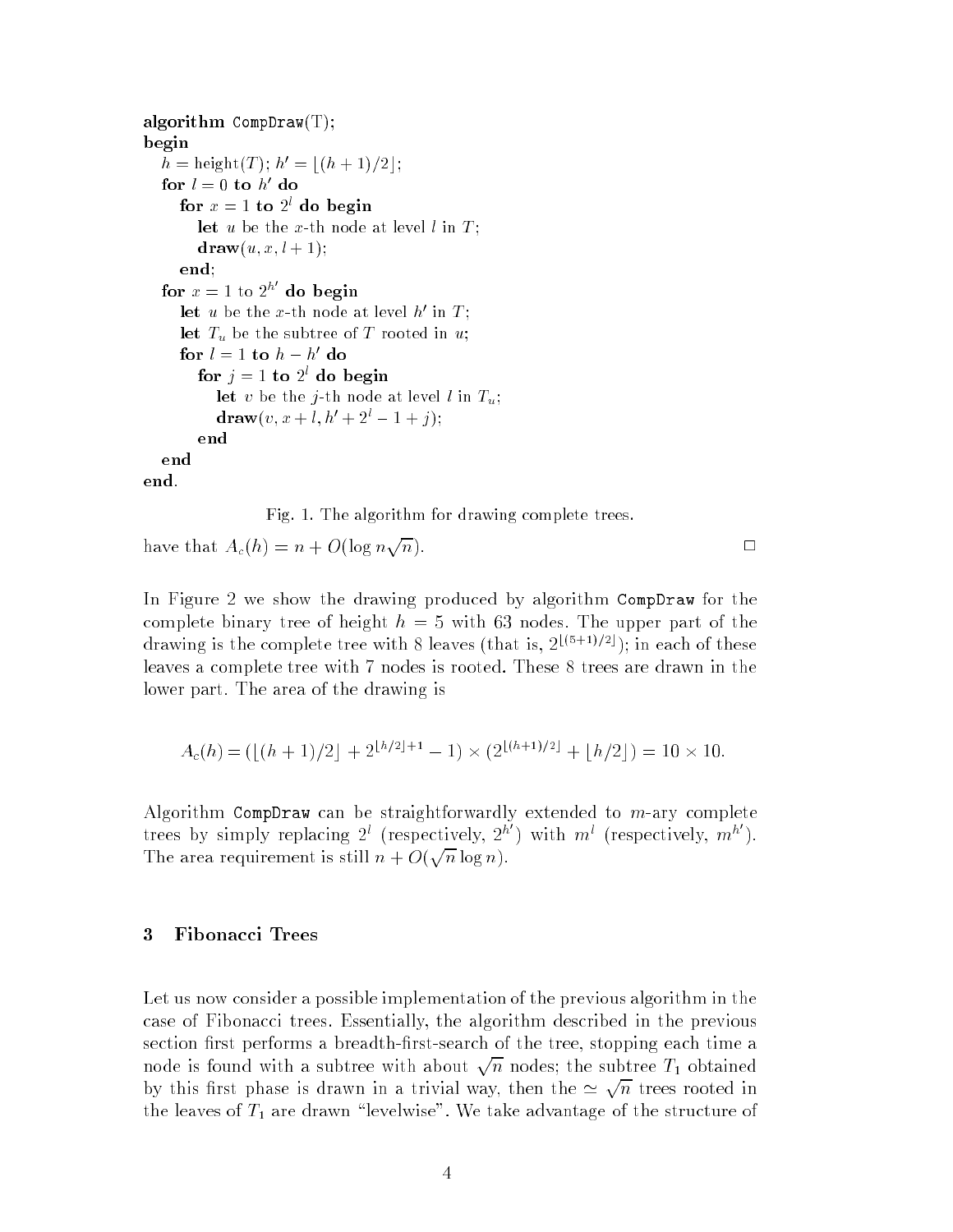```
algorithm CompDraw(T);
begin
  h = height(T); h' = ⌊(h + 1)/2⌋;
  for l = 0 to h' do
    for x = 1 to 2^l do begin
      let u be the x-th node at level l in T;
      draw(u, x, l + 1);
    end;
  for x = 1 to 2^h' do begin
    let u be the x-th node at level h' in T;
    let T_u be the subtree of T rooted in u;
    for l = 1 to h − h' do
      for j = 1 to 2^l do begin
        let v be the j-th node at level l in T_u;
        draw(v, x + l, h' + 2^l − 1 + j);
      end
  end
end.
```

Fig. 1. The algorithm for drawing complete trees.

have that $A_c(h) = n + O(\log n\sqrt{n})$. □

In Figure 2 we show the drawing produced by algorithm `CompDraw` for the complete binary tree of height $h = 5$ with 63 nodes. The upper part of the drawing is the complete tree with 8 leaves (that is, $2^{\lfloor (5+1)/2 \rfloor}$); in each of these leaves a complete tree with 7 nodes is rooted. These 8 trees are drawn in the lower part. The area of the drawing is

$$A_c(h) = (\lfloor (h+1)/2 \rfloor + 2^{\lfloor h/2 \rfloor + 1} - 1) \times (2^{\lfloor (h+1)/2 \rfloor} + \lfloor h/2 \rfloor) = 10 \times 10.$$

Algorithm `CompDraw` can be straightforwardly extended to $m$-ary complete trees by simply replacing $2^l$ (respectively, $2^{h'}$) with $m^l$ (respectively, $m^{h'}$). The area requirement is still $n + O(\sqrt{n}\log n)$.

## 3 Fibonacci Trees

Let us now consider a possible implementation of the previous algorithm in the case of Fibonacci trees. Essentially, the algorithm described in the previous section first performs a breadth-first-search of the tree, stopping each time a node is found with a subtree with about $\sqrt{n}$ nodes; the subtree $T_1$ obtained by this first phase is drawn in a trivial way, then the $\simeq \sqrt{n}$ trees rooted in the leaves of $T_1$ are drawn "levelwise". We take advantage of the structure of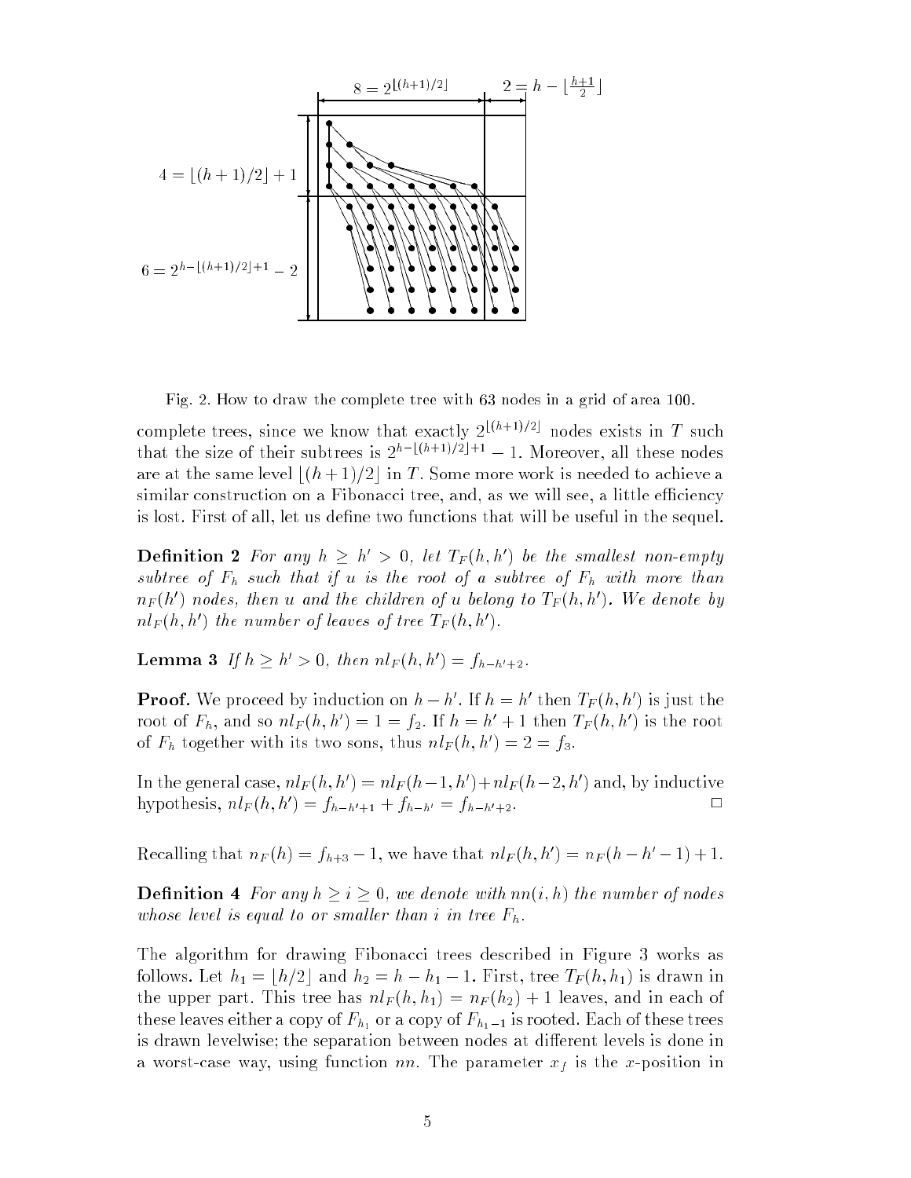Fig. 2. How to draw the complete tree with 63 nodes in a grid of area 100.

complete trees, since we know that exactly $2^{\lfloor (h+1)/2 \rfloor}$ nodes exists in $T$ such that the size of their subtrees is $2^{h-\lfloor (h+1)/2 \rfloor+1} - 1$. Moreover, all these nodes are at the same level $\lfloor (h+1)/2 \rfloor$ in $T$. Some more work is needed to achieve a similar construction on a Fibonacci tree, and, as we will see, a little efficiency is lost. First of all, let us define two functions that will be useful in the sequel.

**Definition 2** *For any $h \geq h' > 0$, let $T_F(h,h')$ be the smallest non-empty subtree of $F_h$ such that if $u$ is the root of a subtree of $F_h$ with more than $n_F(h')$ nodes, then $u$ and the children of $u$ belong to $T_F(h,h')$. We denote by $nl_F(h,h')$ the number of leaves of tree $T_F(h,h')$.*

**Lemma 3** *If $h \geq h' > 0$, then $nl_F(h,h') = f_{h-h'+2}$.*

**Proof.** We proceed by induction on $h - h'$. If $h = h'$ then $T_F(h,h')$ is just the root of $F_h$, and so $nl_F(h,h') = 1 = f_2$. If $h = h'+1$ then $T_F(h,h')$ is the root of $F_h$ together with its two sons, thus $nl_F(h,h') = 2 = f_3$.

In the general case, $nl_F(h,h') = nl_F(h-1,h') + nl_F(h-2,h')$ and, by inductive hypothesis, $nl_F(h,h') = f_{h-h'+1} + f_{h-h'} = f_{h-h'+2}$. $\square$

Recalling that $n_F(h) = f_{h+3} - 1$, we have that $nl_F(h,h') = n_F(h-h'-1)+1$.

**Definition 4** *For any $h \geq i \geq 0$, we denote with $nn(i,h)$ the number of nodes whose level is equal to or smaller than $i$ in tree $F_h$.*

The algorithm for drawing Fibonacci trees described in Figure 3 works as follows. Let $h_1 = \lfloor h/2 \rfloor$ and $h_2 = h - h_1 - 1$. First, tree $T_F(h,h_1)$ is drawn in the upper part. This tree has $nl_F(h,h_1) = n_F(h_2)+1$ leaves, and in each of these leaves either a copy of $F_{h_1}$ or a copy of $F_{h_1-1}$ is rooted. Each of these trees is drawn levelwise; the separation between nodes at different levels is done in a worst-case way, using function $nn$. The parameter $x_f$ is the $x$-position in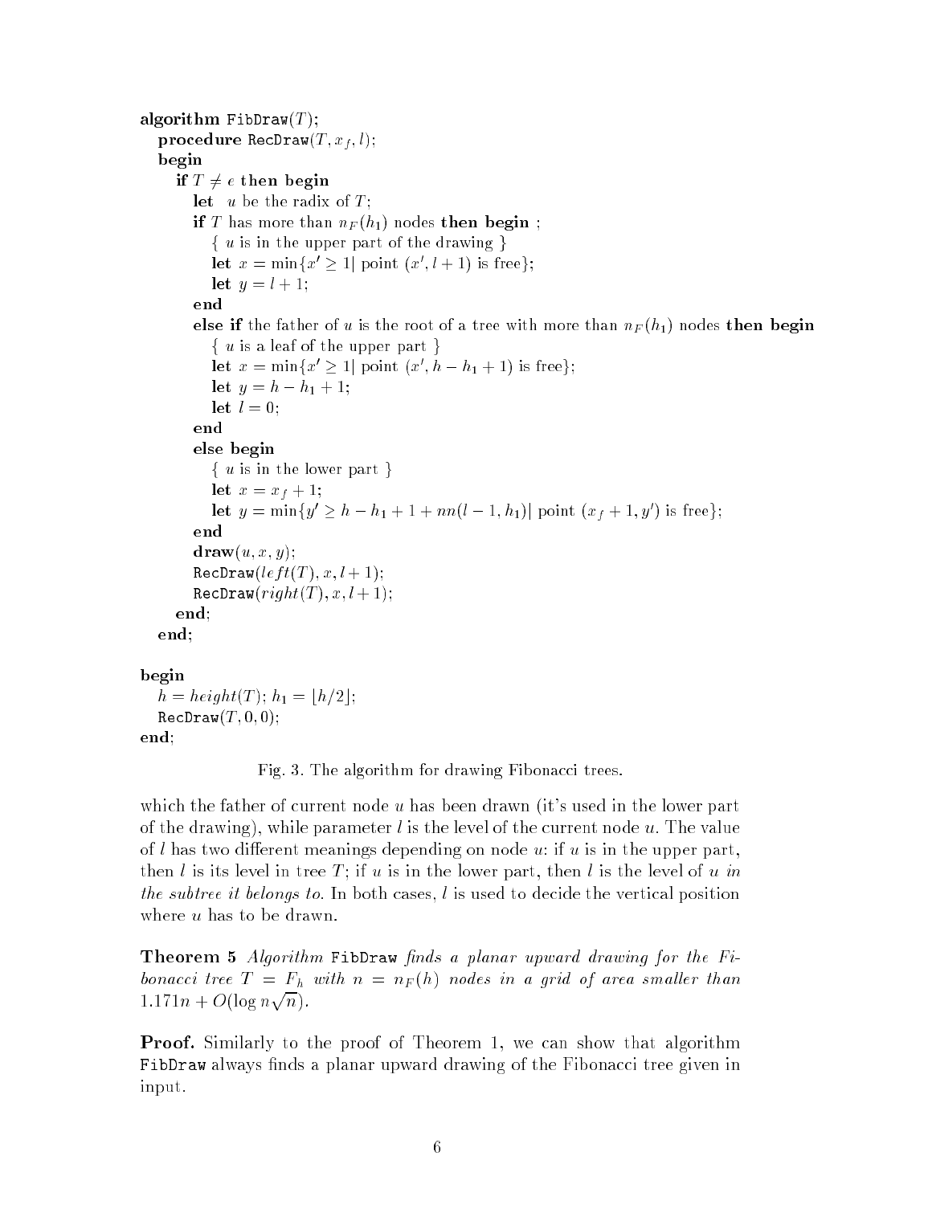```
algorithm FibDraw(T);
  procedure RecDraw(T, x_f, l);
  begin
    if T ≠ e then begin
      let  u be the radix of T;
      if T has more than n_F(h_1) nodes then begin ;
        { u is in the upper part of the drawing }
        let x = min{x' ≥ 1| point (x', l + 1) is free};
        let y = l + 1;
      end
      else if the father of u is the root of a tree with more than n_F(h_1) nodes then begin
        { u is a leaf of the upper part }
        let x = min{x' ≥ 1| point (x', h − h_1 + 1) is free};
        let y = h − h_1 + 1;
        let l = 0;
      end
      else begin
        { u is in the lower part }
        let x = x_f + 1;
        let y = min{y' ≥ h − h_1 + 1 + nn(l − 1, h_1)| point (x_f + 1, y') is free};
      end
      draw(u, x, y);
      RecDraw(left(T), x, l + 1);
      RecDraw(right(T), x, l + 1);
    end;
  end;

begin
  h = height(T); h_1 = ⌊h/2⌋;
  RecDraw(T, 0, 0);
end;
```

Fig. 3. The algorithm for drawing Fibonacci trees.

which the father of current node $u$ has been drawn (it's used in the lower part of the drawing), while parameter $l$ is the level of the current node $u$. The value of $l$ has two different meanings depending on node $u$: if $u$ is in the upper part, then $l$ is its level in tree $T$; if $u$ is in the lower part, then $l$ is the level of $u$ *in the subtree it belongs to*. In both cases, $l$ is used to decide the vertical position where $u$ has to be drawn.

**Theorem 5** *Algorithm* FibDraw *finds a planar upward drawing for the Fibonacci tree $T = F_h$ with $n = n_F(h)$ nodes in a grid of area smaller than $1.171n + O(\log n\sqrt{n})$.*

**Proof.** Similarly to the proof of Theorem 1, we can show that algorithm FibDraw always finds a planar upward drawing of the Fibonacci tree given in input.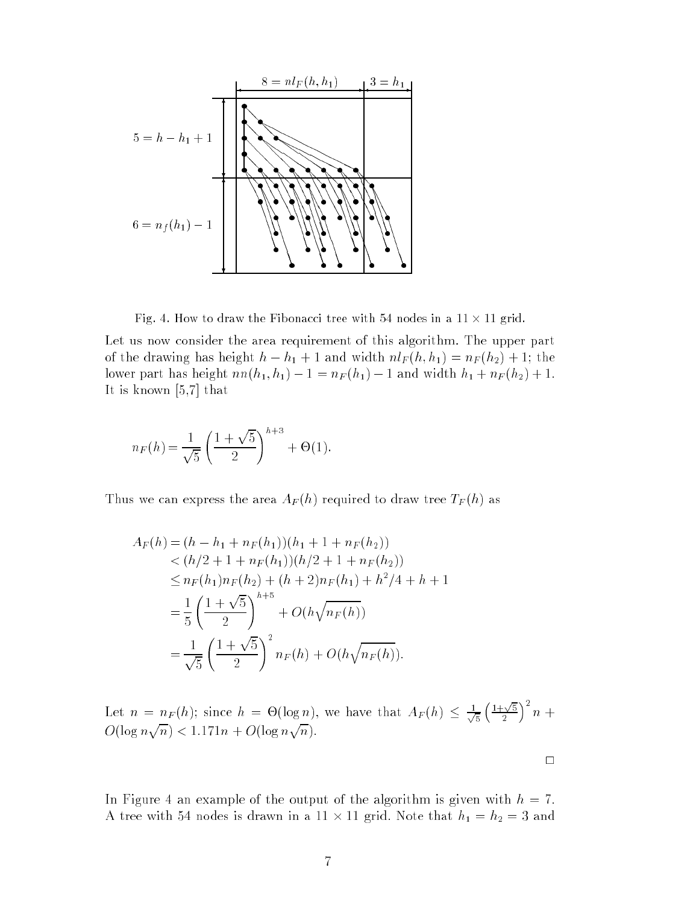Fig. 4. How to draw the Fibonacci tree with 54 nodes in a $11 \times 11$ grid.

Let us now consider the area requirement of this algorithm. The upper part of the drawing has height $h - h_1 + 1$ and width $nl_F(h, h_1) = n_F(h_2) + 1$; the lower part has height $nn(h_1, h_1) - 1 = n_F(h_1) - 1$ and width $h_1 + n_F(h_2) + 1$. It is known [5,7] that

$$n_F(h) = \frac{1}{\sqrt{5}} \left( \frac{1 + \sqrt{5}}{2} \right)^{h+3} + \Theta(1).$$

Thus we can express the area $A_F(h)$ required to draw tree $T_F(h)$ as

$$\begin{aligned}
A_F(h) &= (h - h_1 + n_F(h_1))(h_1 + 1 + n_F(h_2)) \\
&< (h/2 + 1 + n_F(h_1))(h/2 + 1 + n_F(h_2)) \\
&\leq n_F(h_1) n_F(h_2) + (h+2) n_F(h_1) + h^2/4 + h + 1 \\
&= \frac{1}{5} \left( \frac{1 + \sqrt{5}}{2} \right)^{h+5} + O(h \sqrt{n_F(h)}) \\
&= \frac{1}{\sqrt{5}} \left( \frac{1 + \sqrt{5}}{2} \right)^{2} n_F(h) + O(h \sqrt{n_F(h)}).
\end{aligned}$$

Let $n = n_F(h)$; since $h = \Theta(\log n)$, we have that $A_F(h) \leq \frac{1}{\sqrt{5}} \left( \frac{1+\sqrt{5}}{2} \right)^2 n + O(\log n \sqrt{n}) < 1.171n + O(\log n \sqrt{n})$.

$\square$

In Figure 4 an example of the output of the algorithm is given with $h = 7$. A tree with 54 nodes is drawn in a $11 \times 11$ grid. Note that $h_1 = h_2 = 3$ and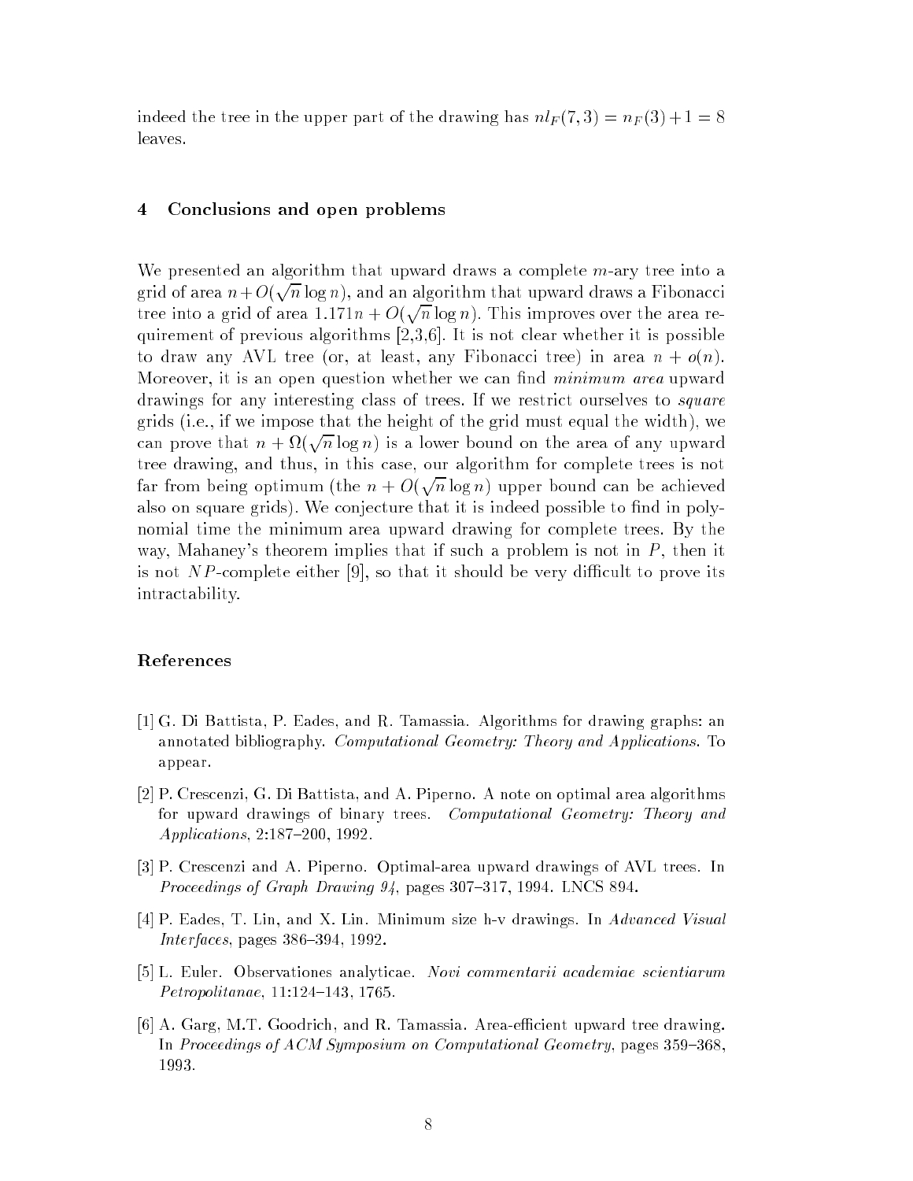indeed the tree in the upper part of the drawing has $nl_F(7, 3) = n_F(3) + 1 = 8$ leaves.

## 4 Conclusions and open problems

We presented an algorithm that upward draws a complete $m$-ary tree into a grid of area $n + O(\sqrt{n} \log n)$, and an algorithm that upward draws a Fibonacci tree into a grid of area $1.171n + O(\sqrt{n} \log n)$. This improves over the area requirement of previous algorithms [2,3,6]. It is not clear whether it is possible to draw any AVL tree (or, at least, any Fibonacci tree) in area $n + o(n)$. Moreover, it is an open question whether we can find *minimum area* upward drawings for any interesting class of trees. If we restrict ourselves to *square* grids (i.e., if we impose that the height of the grid must equal the width), we can prove that $n + \Omega(\sqrt{n} \log n)$ is a lower bound on the area of any upward tree drawing, and thus, in this case, our algorithm for complete trees is not far from being optimum (the $n + O(\sqrt{n} \log n)$ upper bound can be achieved also on square grids). We conjecture that it is indeed possible to find in polynomial time the minimum area upward drawing for complete trees. By the way, Mahaney's theorem implies that if such a problem is not in $P$, then it is not $NP$-complete either [9], so that it should be very difficult to prove its intractability.

## References

[1] G. Di Battista, P. Eades, and R. Tamassia. Algorithms for drawing graphs: an annotated bibliography. *Computational Geometry: Theory and Applications*. To appear.

[2] P. Crescenzi, G. Di Battista, and A. Piperno. A note on optimal area algorithms for upward drawings of binary trees. *Computational Geometry: Theory and Applications*, 2:187–200, 1992.

[3] P. Crescenzi and A. Piperno. Optimal-area upward drawings of AVL trees. In *Proceedings of Graph Drawing 94*, pages 307–317, 1994. LNCS 894.

[4] P. Eades, T. Lin, and X. Lin. Minimum size h-v drawings. In *Advanced Visual Interfaces*, pages 386–394, 1992.

[5] L. Euler. Observationes analyticae. *Novi commentarii academiae scientiarum Petropolitanae*, 11:124–143, 1765.

[6] A. Garg, M.T. Goodrich, and R. Tamassia. Area-efficient upward tree drawing. In *Proceedings of ACM Symposium on Computational Geometry*, pages 359–368, 1993.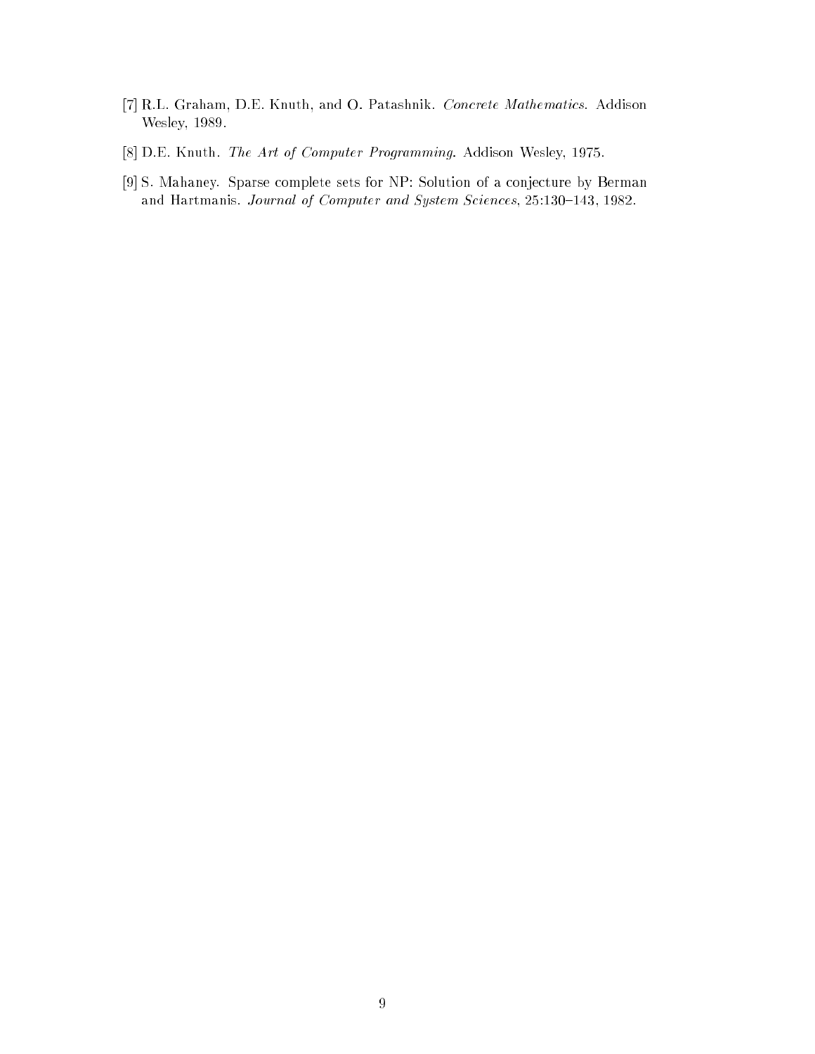[7] R.L. Graham, D.E. Knuth, and O. Patashnik. *Concrete Mathematics*. Addison Wesley, 1989.

[8] D.E. Knuth. *The Art of Computer Programming*. Addison Wesley, 1975.

[9] S. Mahaney. Sparse complete sets for NP: Solution of a conjecture by Berman and Hartmanis. *Journal of Computer and System Sciences*, 25:130–143, 1982.